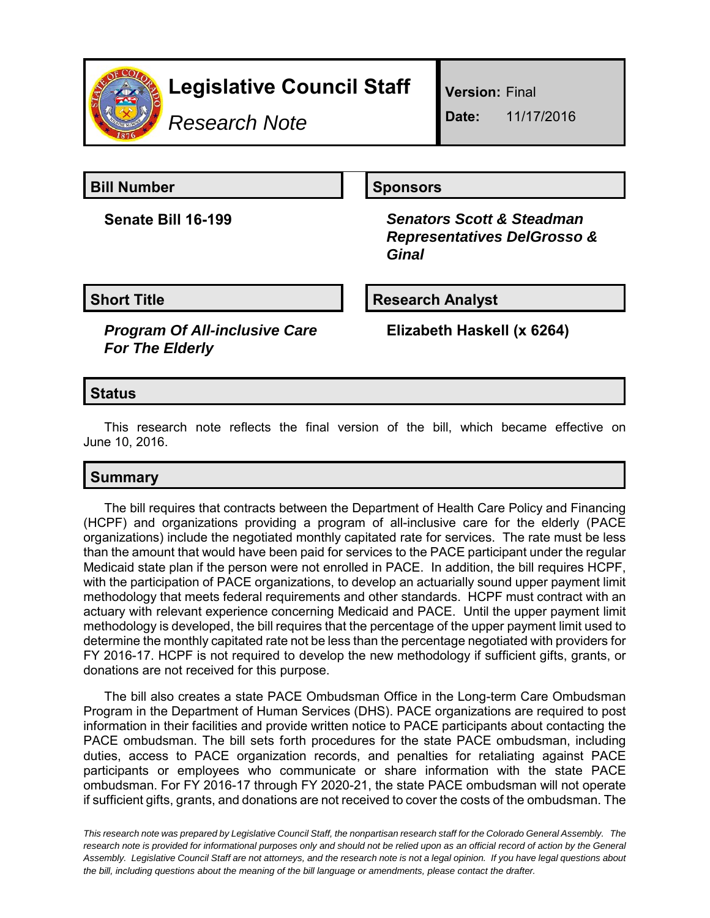# Legislative Council Staff

*Research Note*

**Version:** Final

**Date:** 11/17/2016

## Bill Number

**Senate Bill 16-199**

## Sponsors

***Senators Scott & Steadman***
***Representatives DelGrosso & Ginal***

## Short Title

***Program Of All-inclusive Care For The Elderly***

## Research Analyst

**Elizabeth Haskell (x 6264)**

## Status

This research note reflects the final version of the bill, which became effective on June 10, 2016.

## Summary

The bill requires that contracts between the Department of Health Care Policy and Financing (HCPF) and organizations providing a program of all-inclusive care for the elderly (PACE organizations) include the negotiated monthly capitated rate for services. The rate must be less than the amount that would have been paid for services to the PACE participant under the regular Medicaid state plan if the person were not enrolled in PACE. In addition, the bill requires HCPF, with the participation of PACE organizations, to develop an actuarially sound upper payment limit methodology that meets federal requirements and other standards. HCPF must contract with an actuary with relevant experience concerning Medicaid and PACE. Until the upper payment limit methodology is developed, the bill requires that the percentage of the upper payment limit used to determine the monthly capitated rate not be less than the percentage negotiated with providers for FY 2016-17. HCPF is not required to develop the new methodology if sufficient gifts, grants, or donations are not received for this purpose.

The bill also creates a state PACE Ombudsman Office in the Long-term Care Ombudsman Program in the Department of Human Services (DHS). PACE organizations are required to post information in their facilities and provide written notice to PACE participants about contacting the PACE ombudsman. The bill sets forth procedures for the state PACE ombudsman, including duties, access to PACE organization records, and penalties for retaliating against PACE participants or employees who communicate or share information with the state PACE ombudsman. For FY 2016-17 through FY 2020-21, the state PACE ombudsman will not operate if sufficient gifts, grants, and donations are not received to cover the costs of the ombudsman. The

*This research note was prepared by Legislative Council Staff, the nonpartisan research staff for the Colorado General Assembly. The research note is provided for informational purposes only and should not be relied upon as an official record of action by the General Assembly. Legislative Council Staff are not attorneys, and the research note is not a legal opinion. If you have legal questions about the bill, including questions about the meaning of the bill language or amendments, please contact the drafter.*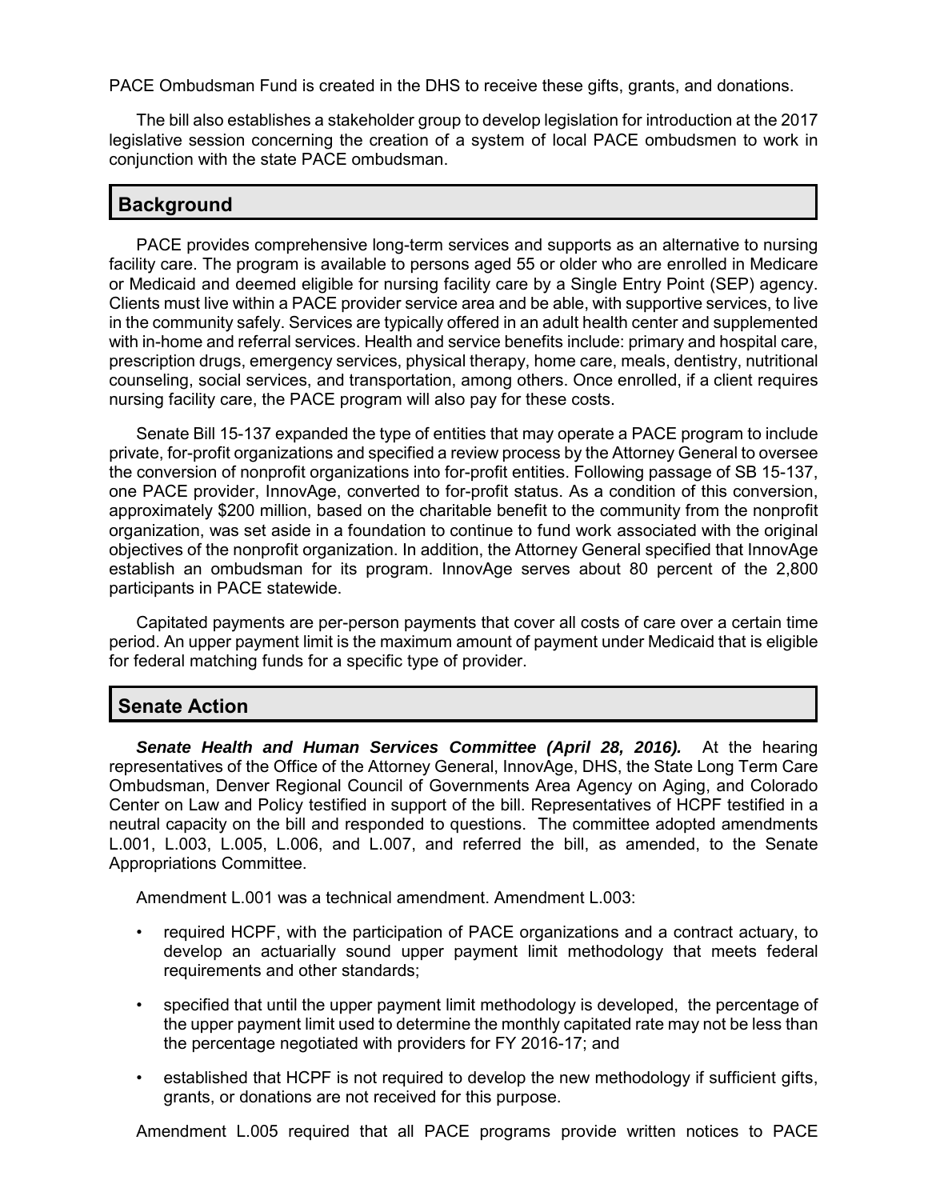PACE Ombudsman Fund is created in the DHS to receive these gifts, grants, and donations.

The bill also establishes a stakeholder group to develop legislation for introduction at the 2017 legislative session concerning the creation of a system of local PACE ombudsmen to work in conjunction with the state PACE ombudsman.

## Background

PACE provides comprehensive long-term services and supports as an alternative to nursing facility care. The program is available to persons aged 55 or older who are enrolled in Medicare or Medicaid and deemed eligible for nursing facility care by a Single Entry Point (SEP) agency. Clients must live within a PACE provider service area and be able, with supportive services, to live in the community safely. Services are typically offered in an adult health center and supplemented with in-home and referral services. Health and service benefits include: primary and hospital care, prescription drugs, emergency services, physical therapy, home care, meals, dentistry, nutritional counseling, social services, and transportation, among others. Once enrolled, if a client requires nursing facility care, the PACE program will also pay for these costs.

Senate Bill 15-137 expanded the type of entities that may operate a PACE program to include private, for-profit organizations and specified a review process by the Attorney General to oversee the conversion of nonprofit organizations into for-profit entities. Following passage of SB 15-137, one PACE provider, InnovAge, converted to for-profit status. As a condition of this conversion, approximately $200 million, based on the charitable benefit to the community from the nonprofit organization, was set aside in a foundation to continue to fund work associated with the original objectives of the nonprofit organization. In addition, the Attorney General specified that InnovAge establish an ombudsman for its program. InnovAge serves about 80 percent of the 2,800 participants in PACE statewide.

Capitated payments are per-person payments that cover all costs of care over a certain time period. An upper payment limit is the maximum amount of payment under Medicaid that is eligible for federal matching funds for a specific type of provider.

## Senate Action

***Senate Health and Human Services Committee (April 28, 2016).*** At the hearing representatives of the Office of the Attorney General, InnovAge, DHS, the State Long Term Care Ombudsman, Denver Regional Council of Governments Area Agency on Aging, and Colorado Center on Law and Policy testified in support of the bill. Representatives of HCPF testified in a neutral capacity on the bill and responded to questions. The committee adopted amendments L.001, L.003, L.005, L.006, and L.007, and referred the bill, as amended, to the Senate Appropriations Committee.

Amendment L.001 was a technical amendment. Amendment L.003:

- required HCPF, with the participation of PACE organizations and a contract actuary, to develop an actuarially sound upper payment limit methodology that meets federal requirements and other standards;
- specified that until the upper payment limit methodology is developed, the percentage of the upper payment limit used to determine the monthly capitated rate may not be less than the percentage negotiated with providers for FY 2016-17; and
- established that HCPF is not required to develop the new methodology if sufficient gifts, grants, or donations are not received for this purpose.

Amendment L.005 required that all PACE programs provide written notices to PACE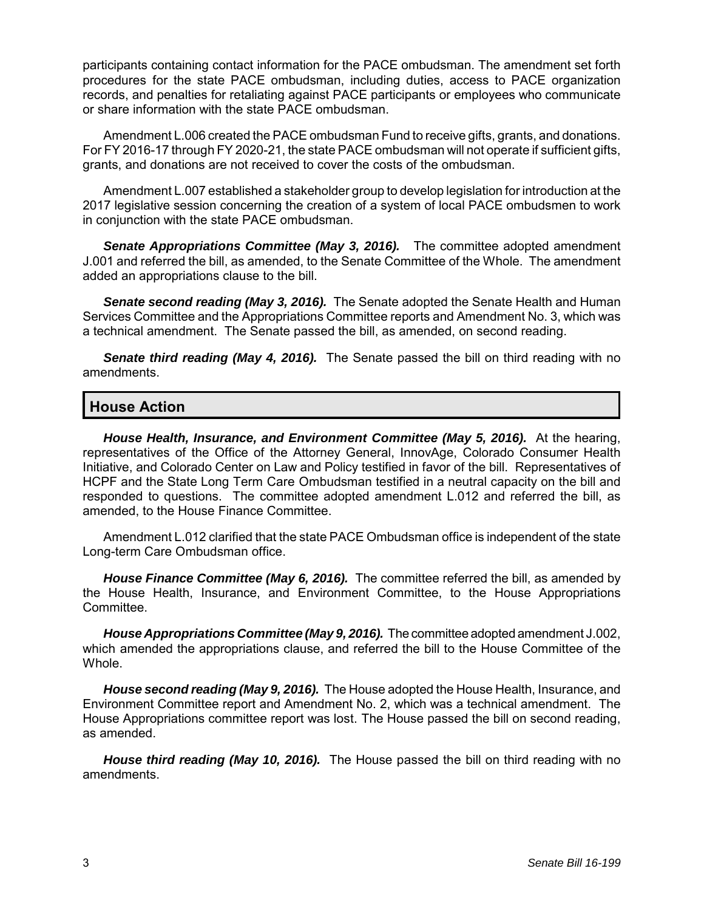participants containing contact information for the PACE ombudsman. The amendment set forth procedures for the state PACE ombudsman, including duties, access to PACE organization records, and penalties for retaliating against PACE participants or employees who communicate or share information with the state PACE ombudsman.

Amendment L.006 created the PACE ombudsman Fund to receive gifts, grants, and donations. For FY 2016-17 through FY 2020-21, the state PACE ombudsman will not operate if sufficient gifts, grants, and donations are not received to cover the costs of the ombudsman.

Amendment L.007 established a stakeholder group to develop legislation for introduction at the 2017 legislative session concerning the creation of a system of local PACE ombudsmen to work in conjunction with the state PACE ombudsman.

***Senate Appropriations Committee (May 3, 2016).*** The committee adopted amendment J.001 and referred the bill, as amended, to the Senate Committee of the Whole. The amendment added an appropriations clause to the bill.

***Senate second reading (May 3, 2016).*** The Senate adopted the Senate Health and Human Services Committee and the Appropriations Committee reports and Amendment No. 3, which was a technical amendment. The Senate passed the bill, as amended, on second reading.

***Senate third reading (May 4, 2016).*** The Senate passed the bill on third reading with no amendments.

## House Action

***House Health, Insurance, and Environment Committee (May 5, 2016).*** At the hearing, representatives of the Office of the Attorney General, InnovAge, Colorado Consumer Health Initiative, and Colorado Center on Law and Policy testified in favor of the bill. Representatives of HCPF and the State Long Term Care Ombudsman testified in a neutral capacity on the bill and responded to questions. The committee adopted amendment L.012 and referred the bill, as amended, to the House Finance Committee.

Amendment L.012 clarified that the state PACE Ombudsman office is independent of the state Long-term Care Ombudsman office.

***House Finance Committee (May 6, 2016).*** The committee referred the bill, as amended by the House Health, Insurance, and Environment Committee, to the House Appropriations Committee.

***House Appropriations Committee (May 9, 2016).*** The committee adopted amendment J.002, which amended the appropriations clause, and referred the bill to the House Committee of the Whole.

***House second reading (May 9, 2016).*** The House adopted the House Health, Insurance, and Environment Committee report and Amendment No. 2, which was a technical amendment. The House Appropriations committee report was lost. The House passed the bill on second reading, as amended.

***House third reading (May 10, 2016).*** The House passed the bill on third reading with no amendments.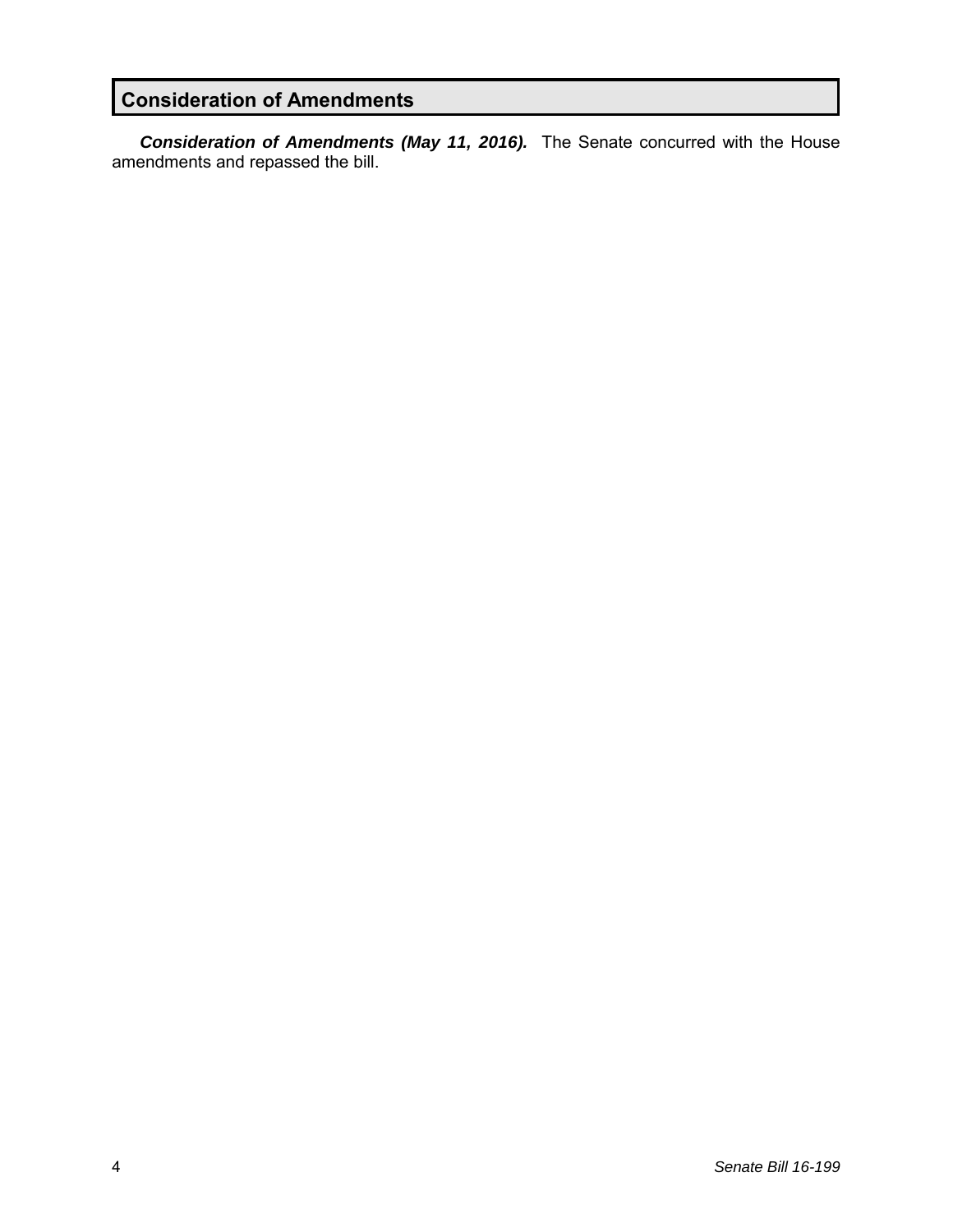## Consideration of Amendments

***Consideration of Amendments (May 11, 2016).*** The Senate concurred with the House amendments and repassed the bill.